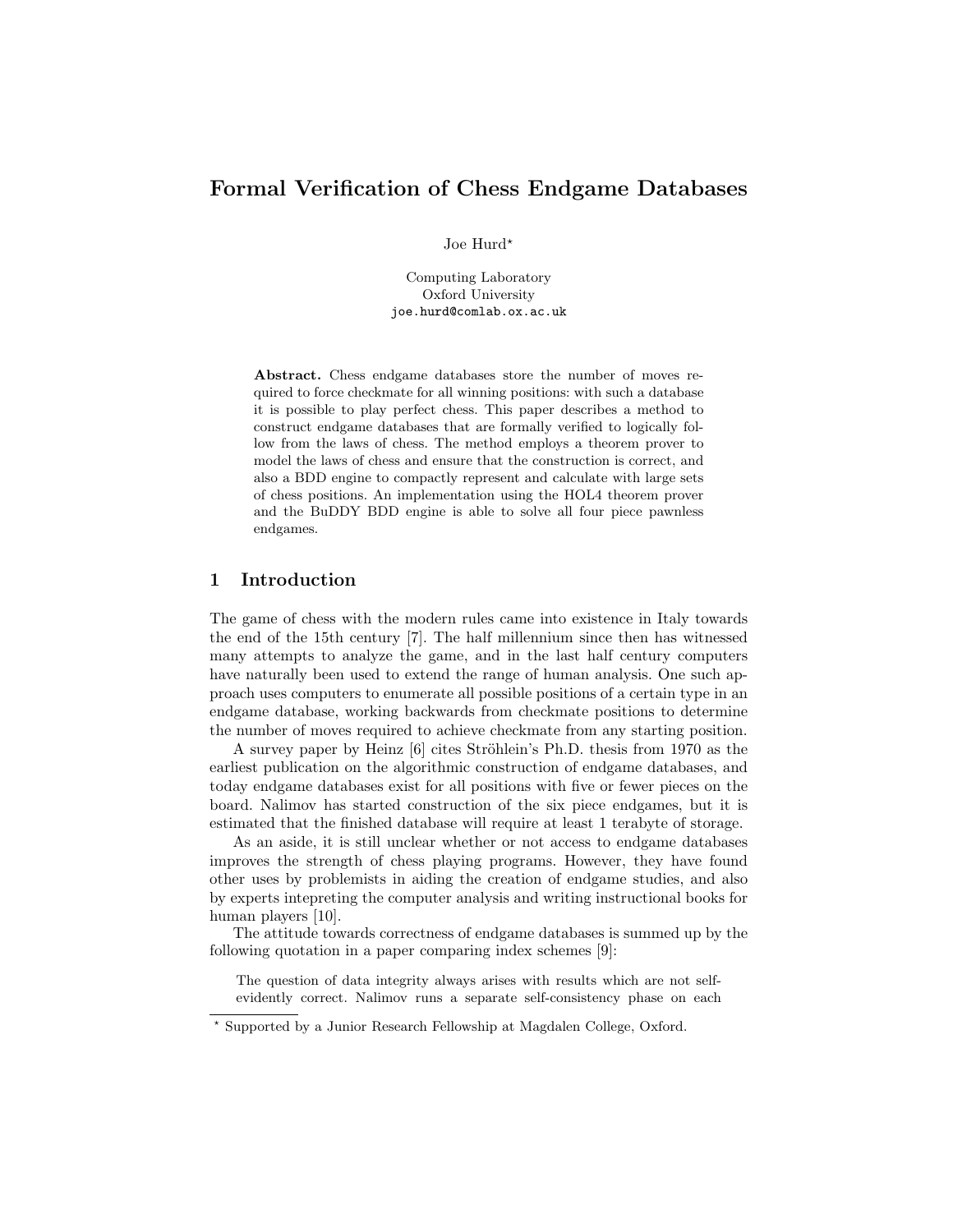# Formal Verification of Chess Endgame Databases

Joe Hurd*

Computing Laboratory  
Oxford University  
joe.hurd@comlab.ox.ac.uk

**Abstract.** Chess endgame databases store the number of moves required to force checkmate for all winning positions: with such a database it is possible to play perfect chess. This paper describes a method to construct endgame databases that are formally verified to logically follow from the laws of chess. The method employs a theorem prover to model the laws of chess and ensure that the construction is correct, and also a BDD engine to compactly represent and calculate with large sets of chess positions. An implementation using the HOL4 theorem prover and the BuDDY BDD engine is able to solve all four piece pawnless endgames.

## 1 Introduction

The game of chess with the modern rules came into existence in Italy towards the end of the 15th century [7]. The half millennium since then has witnessed many attempts to analyze the game, and in the last half century computers have naturally been used to extend the range of human analysis. One such approach uses computers to enumerate all possible positions of a certain type in an endgame database, working backwards from checkmate positions to determine the number of moves required to achieve checkmate from any starting position.

A survey paper by Heinz [6] cites Ströhlein's Ph.D. thesis from 1970 as the earliest publication on the algorithmic construction of endgame databases, and today endgame databases exist for all positions with five or fewer pieces on the board. Nalimov has started construction of the six piece endgames, but it is estimated that the finished database will require at least 1 terabyte of storage.

As an aside, it is still unclear whether or not access to endgame databases improves the strength of chess playing programs. However, they have found other uses by problemists in aiding the creation of endgame studies, and also by experts intepreting the computer analysis and writing instructional books for human players [10].

The attitude towards correctness of endgame databases is summed up by the following quotation in a paper comparing index schemes [9]:

> The question of data integrity always arises with results which are not self-evidently correct. Nalimov runs a separate self-consistency phase on each

* Supported by a Junior Research Fellowship at Magdalen College, Oxford.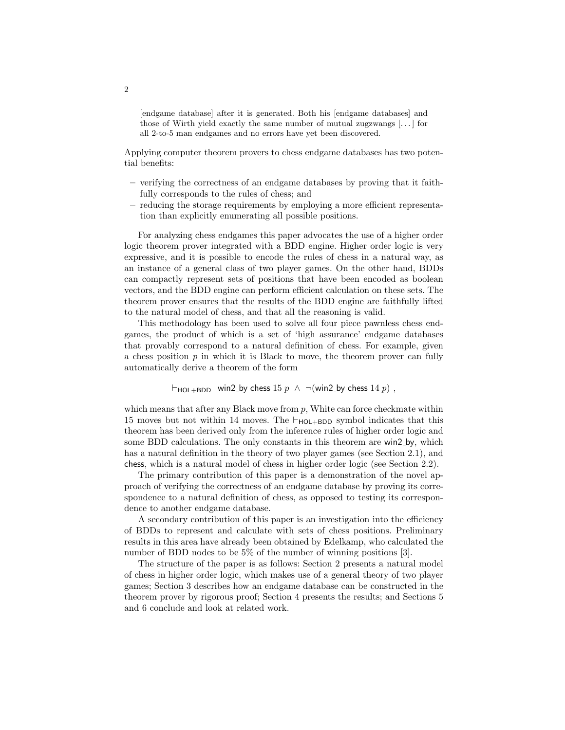[endgame database] after it is generated. Both his [endgame databases] and those of Wirth yield exactly the same number of mutual zugzwangs [...] for all 2-to-5 man endgames and no errors have yet been discovered.

Applying computer theorem provers to chess endgame databases has two potential benefits:

- verifying the correctness of an endgame databases by proving that it faithfully corresponds to the rules of chess; and
- reducing the storage requirements by employing a more efficient representation than explicitly enumerating all possible positions.

For analyzing chess endgames this paper advocates the use of a higher order logic theorem prover integrated with a BDD engine. Higher order logic is very expressive, and it is possible to encode the rules of chess in a natural way, as an instance of a general class of two player games. On the other hand, BDDs can compactly represent sets of positions that have been encoded as boolean vectors, and the BDD engine can perform efficient calculation on these sets. The theorem prover ensures that the results of the BDD engine are faithfully lifted to the natural model of chess, and that all the reasoning is valid.

This methodology has been used to solve all four piece pawnless chess endgames, the product of which is a set of 'high assurance' endgame databases that provably correspond to a natural definition of chess. For example, given a chess position $p$ in which it is Black to move, the theorem prover can fully automatically derive a theorem of the form

$$\vdash_{\mathsf{HOL+BDD}} \ \mathsf{win2\_by}\ \mathsf{chess}\ 15\ p \ \wedge\ \neg(\mathsf{win2\_by}\ \mathsf{chess}\ 14\ p)\ ,$$

which means that after any Black move from $p$, White can force checkmate within 15 moves but not within 14 moves. The $\vdash_{\mathsf{HOL+BDD}}$ symbol indicates that this theorem has been derived only from the inference rules of higher order logic and some BDD calculations. The only constants in this theorem are win2_by, which has a natural definition in the theory of two player games (see Section 2.1), and chess, which is a natural model of chess in higher order logic (see Section 2.2).

The primary contribution of this paper is a demonstration of the novel approach of verifying the correctness of an endgame database by proving its correspondence to a natural definition of chess, as opposed to testing its correspondence to another endgame database.

A secondary contribution of this paper is an investigation into the efficiency of BDDs to represent and calculate with sets of chess positions. Preliminary results in this area have already been obtained by Edelkamp, who calculated the number of BDD nodes to be 5% of the number of winning positions [3].

The structure of the paper is as follows: Section 2 presents a natural model of chess in higher order logic, which makes use of a general theory of two player games; Section 3 describes how an endgame database can be constructed in the theorem prover by rigorous proof; Section 4 presents the results; and Sections 5 and 6 conclude and look at related work.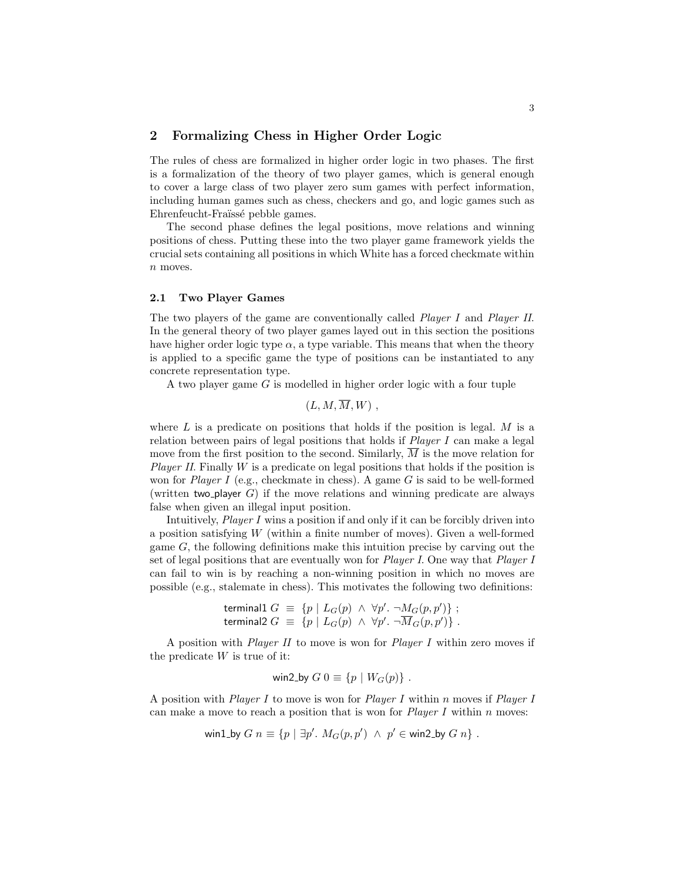## 2 Formalizing Chess in Higher Order Logic

The rules of chess are formalized in higher order logic in two phases. The first is a formalization of the theory of two player games, which is general enough to cover a large class of two player zero sum games with perfect information, including human games such as chess, checkers and go, and logic games such as Ehrenfeucht-Fraïssé pebble games.

The second phase defines the legal positions, move relations and winning positions of chess. Putting these into the two player game framework yields the crucial sets containing all positions in which White has a forced checkmate within $n$ moves.

### 2.1 Two Player Games

The two players of the game are conventionally called *Player I* and *Player II*. In the general theory of two player games layed out in this section the positions have higher order logic type $\alpha$, a type variable. This means that when the theory is applied to a specific game the type of positions can be instantiated to any concrete representation type.

A two player game $G$ is modelled in higher order logic with a four tuple

$$(L, M, \overline{M}, W) \ ,$$

where $L$ is a predicate on positions that holds if the position is legal. $M$ is a relation between pairs of legal positions that holds if *Player I* can make a legal move from the first position to the second. Similarly, $\overline{M}$ is the move relation for *Player II*. Finally $W$ is a predicate on legal positions that holds if the position is won for *Player I* (e.g., checkmate in chess). A game $G$ is said to be well-formed (written two_player $G$) if the move relations and winning predicate are always false when given an illegal input position.

Intuitively, *Player I* wins a position if and only if it can be forcibly driven into a position satisfying $W$ (within a finite number of moves). Given a well-formed game $G$, the following definitions make this intuition precise by carving out the set of legal positions that are eventually won for *Player I*. One way that *Player I* can fail to win is by reaching a non-winning position in which no moves are possible (e.g., stalemate in chess). This motivates the following two definitions:

$$\begin{aligned}
\mathsf{terminal1}\ G \ &\equiv\ \{p \mid L_G(p)\ \wedge\ \forall p'.\ \neg M_G(p, p')\}\ ; \\
\mathsf{terminal2}\ G \ &\equiv\ \{p \mid L_G(p)\ \wedge\ \forall p'.\ \neg \overline{M}_G(p, p')\}\ .
\end{aligned}$$

A position with *Player II* to move is won for *Player I* within zero moves if the predicate $W$ is true of it:

$$\mathsf{win2\_by}\ G\ 0 \equiv \{p \mid W_G(p)\}\ .$$

A position with *Player I* to move is won for *Player I* within $n$ moves if *Player I* can make a move to reach a position that is won for *Player I* within $n$ moves:

$$\mathsf{win1\_by}\ G\ n \equiv \{p \mid \exists p'.\ M_G(p, p')\ \wedge\ p' \in \mathsf{win2\_by}\ G\ n\}\ .$$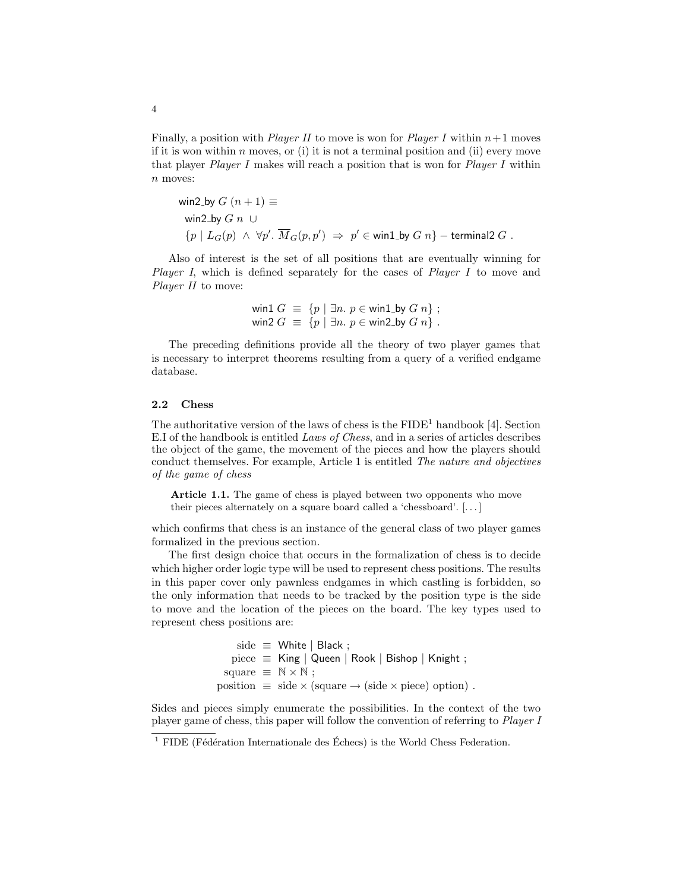Finally, a position with *Player II* to move is won for *Player I* within $n+1$ moves if it is won within $n$ moves, or (i) it is not a terminal position and (ii) every move that player *Player I* makes will reach a position that is won for *Player I* within $n$ moves:

$$
\begin{aligned}
&\mathsf{win2\_by}\ G\ (n+1) \equiv \\
&\quad \mathsf{win2\_by}\ G\ n\ \cup \\
&\quad \{p \mid L_G(p)\ \wedge\ \forall p'.\ \overline{M}_G(p,p')\ \Rightarrow\ p' \in \mathsf{win1\_by}\ G\ n\} - \mathsf{terminal2}\ G\ .
\end{aligned}
$$

Also of interest is the set of all positions that are eventually winning for *Player I*, which is defined separately for the cases of *Player I* to move and *Player II* to move:

$$
\begin{aligned}
\mathsf{win1}\ G\ &\equiv\ \{p \mid \exists n.\ p \in \mathsf{win1\_by}\ G\ n\}\ ; \\
\mathsf{win2}\ G\ &\equiv\ \{p \mid \exists n.\ p \in \mathsf{win2\_by}\ G\ n\}\ .
\end{aligned}
$$

The preceding definitions provide all the theory of two player games that is necessary to interpret theorems resulting from a query of a verified endgame database.

### 2.2 Chess

The authoritative version of the laws of chess is the FIDE[1] handbook [4]. Section E.I of the handbook is entitled *Laws of Chess*, and in a series of articles describes the object of the game, the movement of the pieces and how the players should conduct themselves. For example, Article 1 is entitled *The nature and objectives of the game of chess*

> **Article 1.1.** The game of chess is played between two opponents who move their pieces alternately on a square board called a 'chessboard'. [...]

which confirms that chess is an instance of the general class of two player games formalized in the previous section.

The first design choice that occurs in the formalization of chess is to decide which higher order logic type will be used to represent chess positions. The results in this paper cover only pawnless endgames in which castling is forbidden, so the only information that needs to be tracked by the position type is the side to move and the location of the pieces on the board. The key types used to represent chess positions are:

$$
\begin{aligned}
\text{side}\ &\equiv\ \mathsf{White} \mid \mathsf{Black}\ ; \\
\text{piece}\ &\equiv\ \mathsf{King} \mid \mathsf{Queen} \mid \mathsf{Rook} \mid \mathsf{Bishop} \mid \mathsf{Knight}\ ; \\
\text{square}\ &\equiv\ \mathbb{N} \times \mathbb{N}\ ; \\
\text{position}\ &\equiv\ \text{side} \times (\text{square} \rightarrow (\text{side} \times \text{piece})\ \text{option})\ .
\end{aligned}
$$

Sides and pieces simply enumerate the possibilities. In the context of the two player game of chess, this paper will follow the convention of referring to *Player I*

[1] FIDE (Fédération Internationale des Échecs) is the World Chess Federation.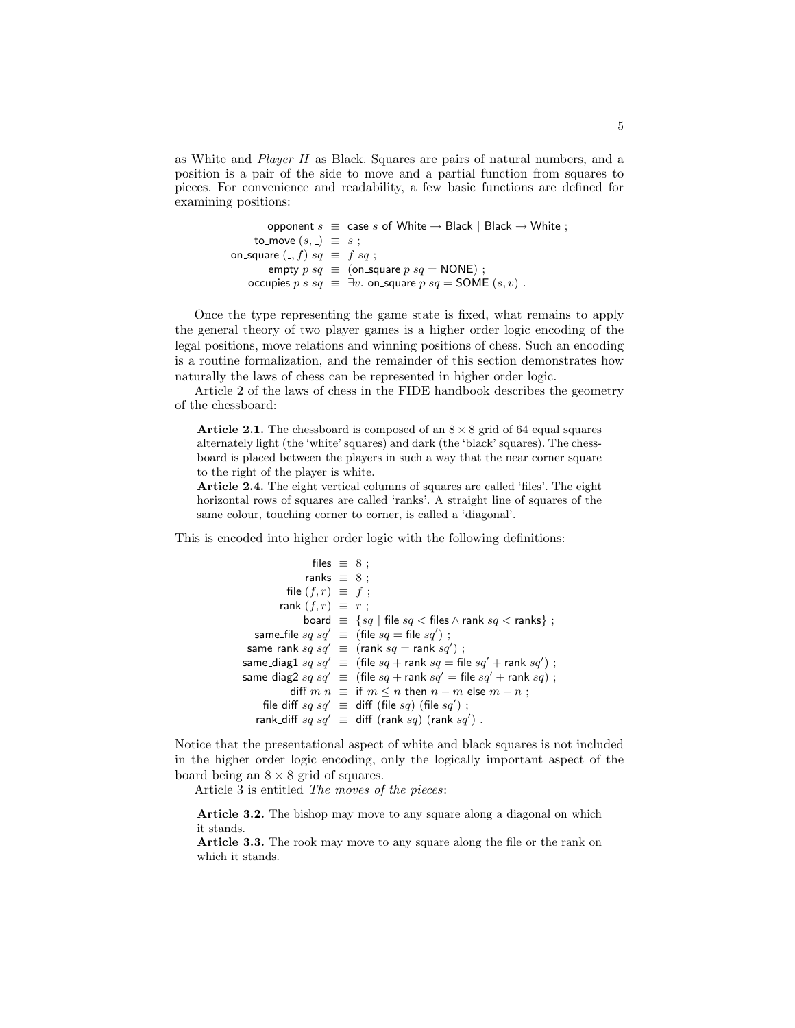as White and *Player II* as Black. Squares are pairs of natural numbers, and a position is a pair of the side to move and a partial function from squares to pieces. For convenience and readability, a few basic functions are defined for examining positions:

$$
\begin{aligned}
\mathsf{opponent}\ s &\equiv \mathsf{case}\ s\ \mathsf{of\ White} \rightarrow \mathsf{Black} \mid \mathsf{Black} \rightarrow \mathsf{White}\ ; \\
\mathsf{to\_move}\ (s, \_) &\equiv s\ ; \\
\mathsf{on\_square}\ (\_, f)\ sq &\equiv f\ sq\ ; \\
\mathsf{empty}\ p\ sq &\equiv (\mathsf{on\_square}\ p\ sq = \mathsf{NONE})\ ; \\
\mathsf{occupies}\ p\ s\ sq &\equiv \exists v.\ \mathsf{on\_square}\ p\ sq = \mathsf{SOME}\ (s, v)\ .
\end{aligned}
$$

Once the type representing the game state is fixed, what remains to apply the general theory of two player games is a higher order logic encoding of the legal positions, move relations and winning positions of chess. Such an encoding is a routine formalization, and the remainder of this section demonstrates how naturally the laws of chess can be represented in higher order logic.

Article 2 of the laws of chess in the FIDE handbook describes the geometry of the chessboard:

> **Article 2.1.** The chessboard is composed of an $8 \times 8$ grid of 64 equal squares alternately light (the 'white' squares) and dark (the 'black' squares). The chessboard is placed between the players in such a way that the near corner square to the right of the player is white.
> **Article 2.4.** The eight vertical columns of squares are called 'files'. The eight horizontal rows of squares are called 'ranks'. A straight line of squares of the same colour, touching corner to corner, is called a 'diagonal'.

This is encoded into higher order logic with the following definitions:

$$
\begin{aligned}
\mathsf{files} &\equiv 8\ ; \\
\mathsf{ranks} &\equiv 8\ ; \\
\mathsf{file}\ (f, r) &\equiv f\ ; \\
\mathsf{rank}\ (f, r) &\equiv r\ ; \\
\mathsf{board} &\equiv \{sq \mid \mathsf{file}\ sq < \mathsf{files} \wedge \mathsf{rank}\ sq < \mathsf{ranks}\}\ ; \\
\mathsf{same\_file}\ sq\ sq' &\equiv (\mathsf{file}\ sq = \mathsf{file}\ sq')\ ; \\
\mathsf{same\_rank}\ sq\ sq' &\equiv (\mathsf{rank}\ sq = \mathsf{rank}\ sq')\ ; \\
\mathsf{same\_diag1}\ sq\ sq' &\equiv (\mathsf{file}\ sq + \mathsf{rank}\ sq = \mathsf{file}\ sq' + \mathsf{rank}\ sq')\ ; \\
\mathsf{same\_diag2}\ sq\ sq' &\equiv (\mathsf{file}\ sq + \mathsf{rank}\ sq' = \mathsf{file}\ sq' + \mathsf{rank}\ sq)\ ; \\
\mathsf{diff}\ m\ n &\equiv \mathsf{if}\ m \leq n\ \mathsf{then}\ n - m\ \mathsf{else}\ m - n\ ; \\
\mathsf{file\_diff}\ sq\ sq' &\equiv \mathsf{diff}\ (\mathsf{file}\ sq)\ (\mathsf{file}\ sq')\ ; \\
\mathsf{rank\_diff}\ sq\ sq' &\equiv \mathsf{diff}\ (\mathsf{rank}\ sq)\ (\mathsf{rank}\ sq')\ .
\end{aligned}
$$

Notice that the presentational aspect of white and black squares is not included in the higher order logic encoding, only the logically important aspect of the board being an $8 \times 8$ grid of squares.

Article 3 is entitled *The moves of the pieces*:

> **Article 3.2.** The bishop may move to any square along a diagonal on which it stands.
> **Article 3.3.** The rook may move to any square along the file or the rank on which it stands.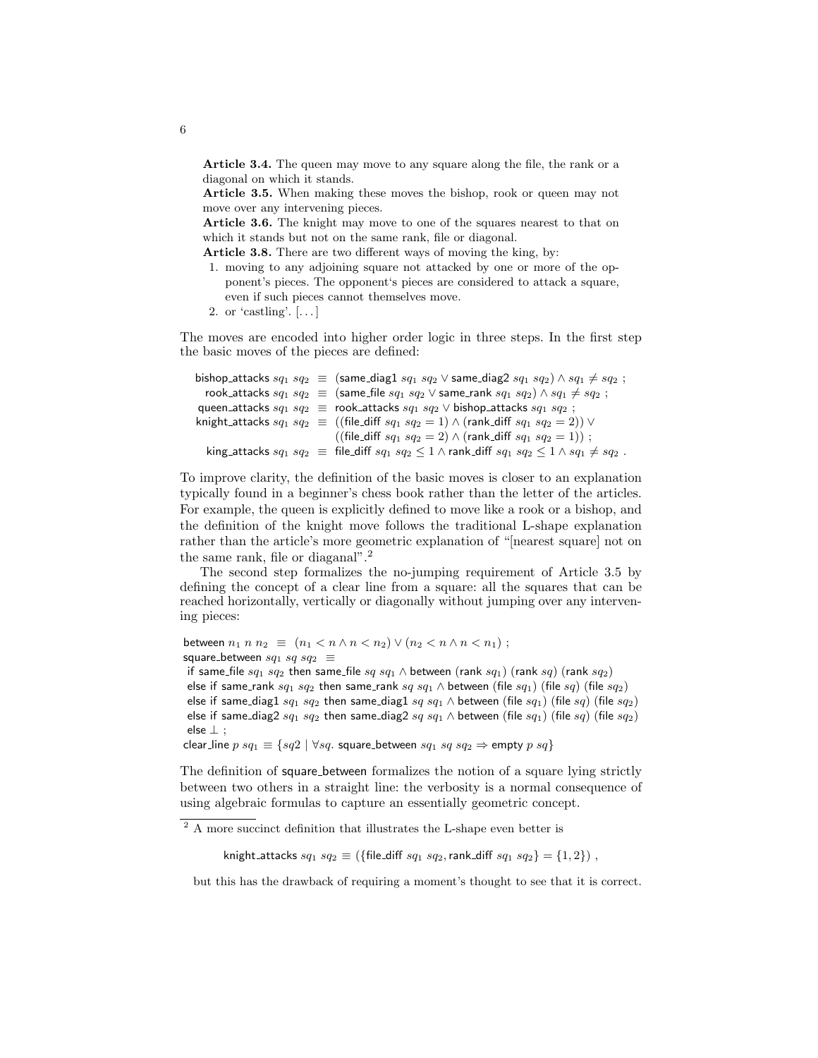**Article 3.4.** The queen may move to any square along the file, the rank or a diagonal on which it stands.
**Article 3.5.** When making these moves the bishop, rook or queen may not move over any intervening pieces.
**Article 3.6.** The knight may move to one of the squares nearest to that on which it stands but not on the same rank, file or diagonal.
**Article 3.8.** There are two different ways of moving the king, by:

1. moving to any adjoining square not attacked by one or more of the opponent's pieces. The opponent's pieces are considered to attack a square, even if such pieces cannot themselves move.
2. or 'castling'. [...]

The moves are encoded into higher order logic in three steps. In the first step the basic moves of the pieces are defined:

$$
\begin{aligned}
\mathsf{bishop\_attacks}\ sq_1\ sq_2 &\equiv (\mathsf{same\_diag1}\ sq_1\ sq_2 \lor \mathsf{same\_diag2}\ sq_1\ sq_2) \land sq_1 \neq sq_2\ ; \\
\mathsf{rook\_attacks}\ sq_1\ sq_2 &\equiv (\mathsf{same\_file}\ sq_1\ sq_2 \lor \mathsf{same\_rank}\ sq_1\ sq_2) \land sq_1 \neq sq_2\ ; \\
\mathsf{queen\_attacks}\ sq_1\ sq_2 &\equiv \mathsf{rook\_attacks}\ sq_1\ sq_2 \lor \mathsf{bishop\_attacks}\ sq_1\ sq_2\ ; \\
\mathsf{knight\_attacks}\ sq_1\ sq_2 &\equiv ((\mathsf{file\_diff}\ sq_1\ sq_2 = 1) \land (\mathsf{rank\_diff}\ sq_1\ sq_2 = 2)) \lor \\
&\phantom{\equiv\ } ((\mathsf{file\_diff}\ sq_1\ sq_2 = 2) \land (\mathsf{rank\_diff}\ sq_1\ sq_2 = 1))\ ; \\
\mathsf{king\_attacks}\ sq_1\ sq_2 &\equiv \mathsf{file\_diff}\ sq_1\ sq_2 \leq 1 \land \mathsf{rank\_diff}\ sq_1\ sq_2 \leq 1 \land sq_1 \neq sq_2\ .
\end{aligned}
$$

To improve clarity, the definition of the basic moves is closer to an explanation typically found in a beginner's chess book rather than the letter of the articles. For example, the queen is explicitly defined to move like a rook or a bishop, and the definition of the knight move follows the traditional L-shape explanation rather than the article's more geometric explanation of "[nearest square] not on the same rank, file or diaganal".[2]

The second step formalizes the no-jumping requirement of Article 3.5 by defining the concept of a clear line from a square: all the squares that can be reached horizontally, vertically or diagonally without jumping over any intervening pieces:

$$
\begin{aligned}
&\mathsf{between}\ n_1\ n\ n_2 \ \equiv\ (n_1 < n \land n < n_2) \lor (n_2 < n \land n < n_1)\ ; \\
&\mathsf{square\_between}\ sq_1\ sq\ sq_2 \ \equiv \\
&\ \ \mathsf{if\ same\_file}\ sq_1\ sq_2\ \mathsf{then\ same\_file}\ sq\ sq_1 \land \mathsf{between}\ (\mathsf{rank}\ sq_1)\ (\mathsf{rank}\ sq)\ (\mathsf{rank}\ sq_2) \\
&\ \ \mathsf{else\ if\ same\_rank}\ sq_1\ sq_2\ \mathsf{then\ same\_rank}\ sq\ sq_1 \land \mathsf{between}\ (\mathsf{file}\ sq_1)\ (\mathsf{file}\ sq)\ (\mathsf{file}\ sq_2) \\
&\ \ \mathsf{else\ if\ same\_diag1}\ sq_1\ sq_2\ \mathsf{then\ same\_diag1}\ sq\ sq_1 \land \mathsf{between}\ (\mathsf{file}\ sq_1)\ (\mathsf{file}\ sq)\ (\mathsf{file}\ sq_2) \\
&\ \ \mathsf{else\ if\ same\_diag2}\ sq_1\ sq_2\ \mathsf{then\ same\_diag2}\ sq\ sq_1 \land \mathsf{between}\ (\mathsf{file}\ sq_1)\ (\mathsf{file}\ sq)\ (\mathsf{file}\ sq_2) \\
&\ \ \mathsf{else}\ \bot\ ; \\
&\mathsf{clear\_line}\ p\ sq_1 \equiv \{sq2 \mid \forall sq.\ \mathsf{square\_between}\ sq_1\ sq\ sq_2 \Rightarrow \mathsf{empty}\ p\ sq\}
\end{aligned}
$$

The definition of square_between formalizes the notion of a square lying strictly between two others in a straight line: the verbosity is a normal consequence of using algebraic formulas to capture an essentially geometric concept.

---

[2] A more succinct definition that illustrates the L-shape even better is

$$\mathsf{knight\_attacks}\ sq_1\ sq_2 \equiv (\{\mathsf{file\_diff}\ sq_1\ sq_2, \mathsf{rank\_diff}\ sq_1\ sq_2\} = \{1, 2\})\ ,$$

but this has the drawback of requiring a moment's thought to see that it is correct.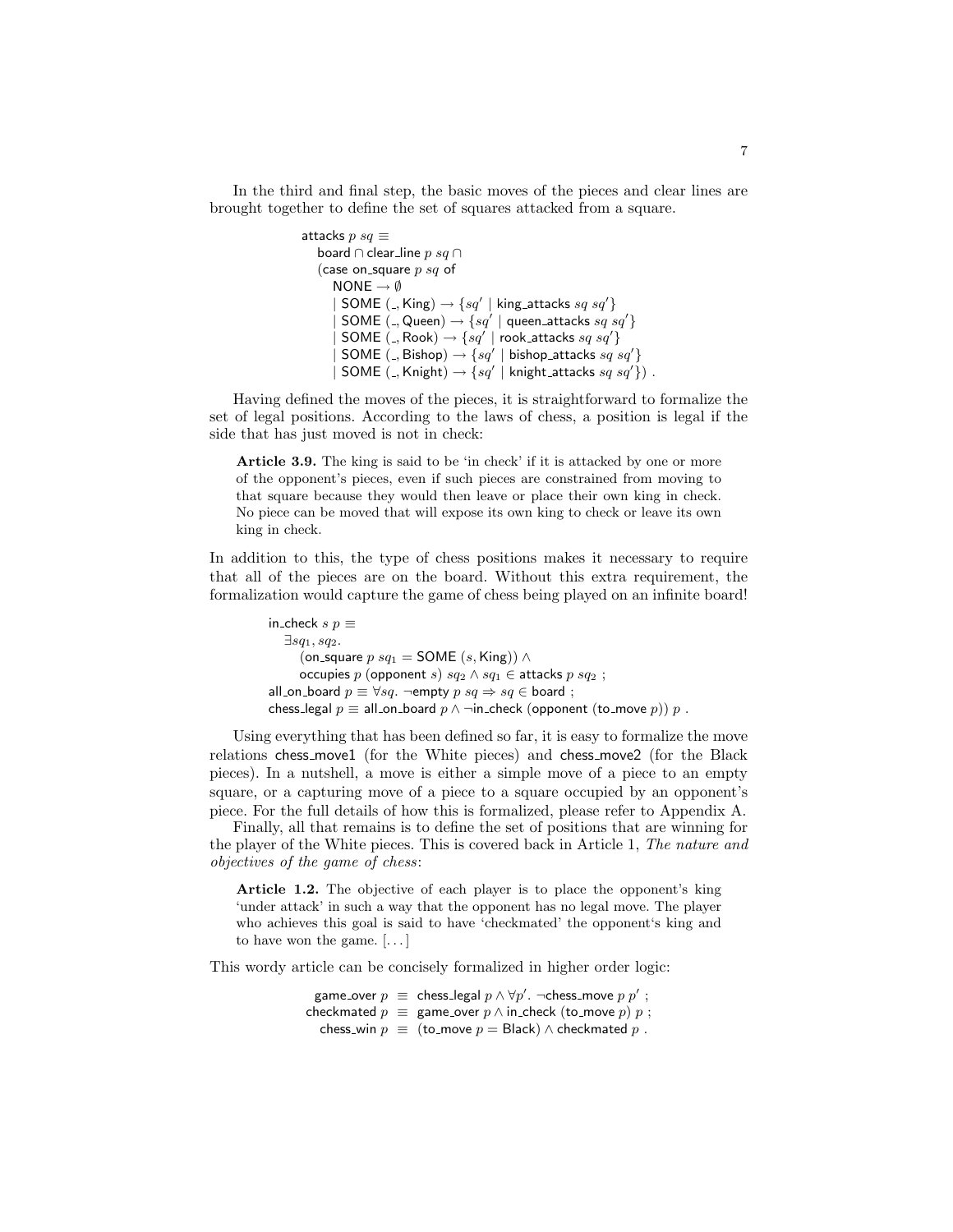In the third and final step, the basic moves of the pieces and clear lines are brought together to define the set of squares attacked from a square.

$$
\begin{array}{l}
\mathsf{attacks}\ p\ sq \equiv \\
\quad \mathsf{board} \cap \mathsf{clear\_line}\ p\ sq \cap \\
\quad (\mathsf{case\ on\_square}\ p\ sq\ \mathsf{of} \\
\quad\quad \mathsf{NONE} \rightarrow \emptyset \\
\quad\quad \mid \mathsf{SOME}\ (\_, \mathsf{King}) \rightarrow \{sq' \mid \mathsf{king\_attacks}\ sq\ sq'\} \\
\quad\quad \mid \mathsf{SOME}\ (\_, \mathsf{Queen}) \rightarrow \{sq' \mid \mathsf{queen\_attacks}\ sq\ sq'\} \\
\quad\quad \mid \mathsf{SOME}\ (\_, \mathsf{Rook}) \rightarrow \{sq' \mid \mathsf{rook\_attacks}\ sq\ sq'\} \\
\quad\quad \mid \mathsf{SOME}\ (\_, \mathsf{Bishop}) \rightarrow \{sq' \mid \mathsf{bishop\_attacks}\ sq\ sq'\} \\
\quad\quad \mid \mathsf{SOME}\ (\_, \mathsf{Knight}) \rightarrow \{sq' \mid \mathsf{knight\_attacks}\ sq\ sq'\})\ .
\end{array}
$$

Having defined the moves of the pieces, it is straightforward to formalize the set of legal positions. According to the laws of chess, a position is legal if the side that has just moved is not in check:

> **Article 3.9.** The king is said to be 'in check' if it is attacked by one or more of the opponent's pieces, even if such pieces are constrained from moving to that square because they would then leave or place their own king in check. No piece can be moved that will expose its own king to check or leave its own king in check.

In addition to this, the type of chess positions makes it necessary to require that all of the pieces are on the board. Without this extra requirement, the formalization would capture the game of chess being played on an infinite board!

$$
\begin{array}{l}
\mathsf{in\_check}\ s\ p \equiv \\
\quad \exists sq_1, sq_2. \\
\quad\quad (\mathsf{on\_square}\ p\ sq_1 = \mathsf{SOME}\ (s, \mathsf{King})) \wedge \\
\quad\quad \mathsf{occupies}\ p\ (\mathsf{opponent}\ s)\ sq_2 \wedge sq_1 \in \mathsf{attacks}\ p\ sq_2\ ; \\
\mathsf{all\_on\_board}\ p \equiv \forall sq.\ \neg\mathsf{empty}\ p\ sq \Rightarrow sq \in \mathsf{board}\ ; \\
\mathsf{chess\_legal}\ p \equiv \mathsf{all\_on\_board}\ p \wedge \neg\mathsf{in\_check}\ (\mathsf{opponent}\ (\mathsf{to\_move}\ p))\ p\ .
\end{array}
$$

Using everything that has been defined so far, it is easy to formalize the move relations chess_move1 (for the White pieces) and chess_move2 (for the Black pieces). In a nutshell, a move is either a simple move of a piece to an empty square, or a capturing move of a piece to a square occupied by an opponent's piece. For the full details of how this is formalized, please refer to Appendix A.

Finally, all that remains is to define the set of positions that are winning for the player of the White pieces. This is covered back in Article 1, *The nature and objectives of the game of chess*:

> **Article 1.2.** The objective of each player is to place the opponent's king 'under attack' in such a way that the opponent has no legal move. The player who achieves this goal is said to have 'checkmated' the opponent's king and to have won the game. [...]

This wordy article can be concisely formalized in higher order logic:

$$
\begin{array}{rcl}
\mathsf{game\_over}\ p & \equiv & \mathsf{chess\_legal}\ p \wedge \forall p'.\ \neg\mathsf{chess\_move}\ p\ p'\ ; \\
\mathsf{checkmated}\ p & \equiv & \mathsf{game\_over}\ p \wedge \mathsf{in\_check}\ (\mathsf{to\_move}\ p)\ p\ ; \\
\mathsf{chess\_win}\ p & \equiv & (\mathsf{to\_move}\ p = \mathsf{Black}) \wedge \mathsf{checkmated}\ p\ .
\end{array}
$$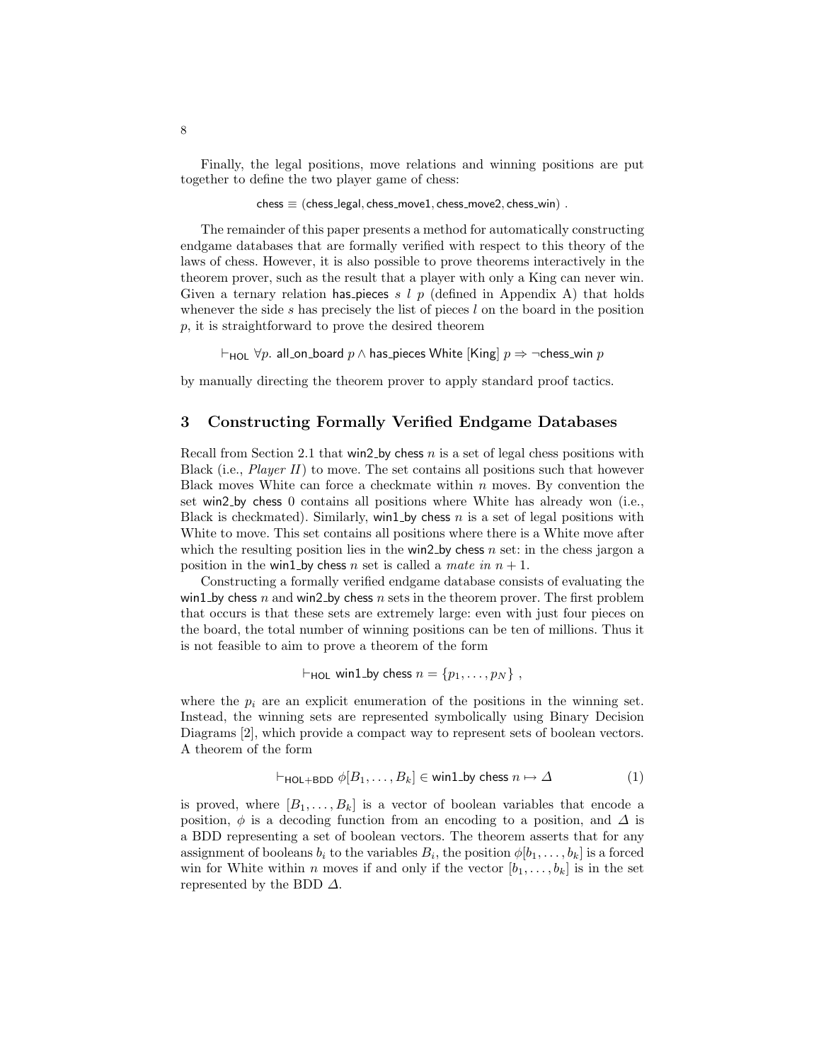Finally, the legal positions, move relations and winning positions are put together to define the two player game of chess:

$$\mathsf{chess} \equiv (\mathsf{chess\_legal}, \mathsf{chess\_move1}, \mathsf{chess\_move2}, \mathsf{chess\_win}) \ .$$

The remainder of this paper presents a method for automatically constructing endgame databases that are formally verified with respect to this theory of the laws of chess. However, it is also possible to prove theorems interactively in the theorem prover, such as the result that a player with only a King can never win. Given a ternary relation has_pieces $s\ l\ p$ (defined in Appendix A) that holds whenever the side $s$ has precisely the list of pieces $l$ on the board in the position $p$, it is straightforward to prove the desired theorem

$$\vdash_{\mathsf{HOL}} \forall p.\ \mathsf{all\_on\_board}\ p \wedge \mathsf{has\_pieces}\ \mathsf{White}\ [\mathsf{King}]\ p \Rightarrow \neg \mathsf{chess\_win}\ p$$

by manually directing the theorem prover to apply standard proof tactics.

## 3 Constructing Formally Verified Endgame Databases

Recall from Section 2.1 that win2_by chess $n$ is a set of legal chess positions with Black (i.e., *Player II*) to move. The set contains all positions such that however Black moves White can force a checkmate within $n$ moves. By convention the set win2_by chess 0 contains all positions where White has already won (i.e., Black is checkmated). Similarly, win1_by chess $n$ is a set of legal positions with White to move. This set contains all positions where there is a White move after which the resulting position lies in the win2_by chess $n$ set: in the chess jargon a position in the win1_by chess $n$ set is called a *mate in* $n+1$.

Constructing a formally verified endgame database consists of evaluating the win1_by chess $n$ and win2_by chess $n$ sets in the theorem prover. The first problem that occurs is that these sets are extremely large: even with just four pieces on the board, the total number of winning positions can be ten of millions. Thus it is not feasible to aim to prove a theorem of the form

$$\vdash_{\mathsf{HOL}} \mathsf{win1\_by}\ \mathsf{chess}\ n = \{p_1, \ldots, p_N\} \ ,$$

where the $p_i$ are an explicit enumeration of the positions in the winning set. Instead, the winning sets are represented symbolically using Binary Decision Diagrams [2], which provide a compact way to represent sets of boolean vectors. A theorem of the form

$$\vdash_{\mathsf{HOL+BDD}} \phi[B_1, \ldots, B_k] \in \mathsf{win1\_by}\ \mathsf{chess}\ n \mapsto \varDelta \tag{1}$$

is proved, where $[B_1, \ldots, B_k]$ is a vector of boolean variables that encode a position, $\phi$ is a decoding function from an encoding to a position, and $\varDelta$ is a BDD representing a set of boolean vectors. The theorem asserts that for any assignment of booleans $b_i$ to the variables $B_i$, the position $\phi[b_1, \ldots, b_k]$ is a forced win for White within $n$ moves if and only if the vector $[b_1, \ldots, b_k]$ is in the set represented by the BDD $\varDelta$.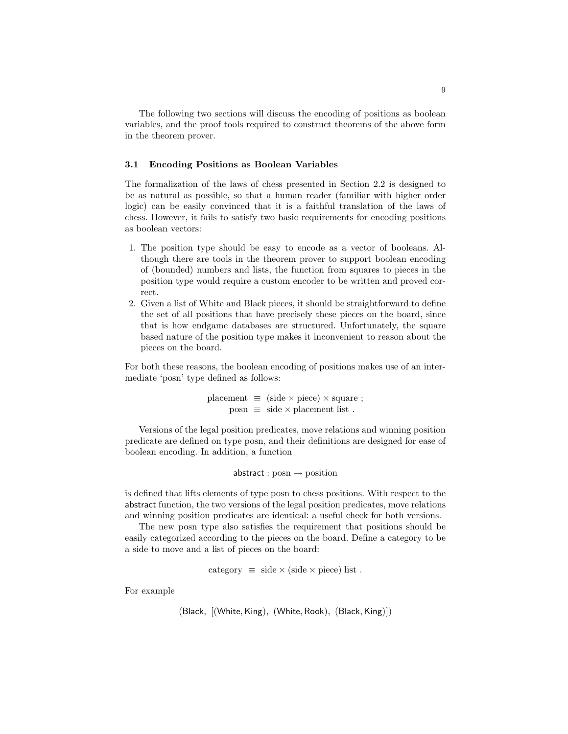The following two sections will discuss the encoding of positions as boolean variables, and the proof tools required to construct theorems of the above form in the theorem prover.

### 3.1 Encoding Positions as Boolean Variables

The formalization of the laws of chess presented in Section 2.2 is designed to be as natural as possible, so that a human reader (familiar with higher order logic) can be easily convinced that it is a faithful translation of the laws of chess. However, it fails to satisfy two basic requirements for encoding positions as boolean vectors:

1. The position type should be easy to encode as a vector of booleans. Although there are tools in the theorem prover to support boolean encoding of (bounded) numbers and lists, the function from squares to pieces in the position type would require a custom encoder to be written and proved correct.
2. Given a list of White and Black pieces, it should be straightforward to define the set of all positions that have precisely these pieces on the board, since that is how endgame databases are structured. Unfortunately, the square based nature of the position type makes it inconvenient to reason about the pieces on the board.

For both these reasons, the boolean encoding of positions makes use of an intermediate 'posn' type defined as follows:

$$\begin{aligned} \text{placement} \;&\equiv\; (\text{side} \times \text{piece}) \times \text{square} \;; \\ \text{posn} \;&\equiv\; \text{side} \times \text{placement list} \;. \end{aligned}$$

Versions of the legal position predicates, move relations and winning position predicate are defined on type posn, and their definitions are designed for ease of boolean encoding. In addition, a function

$$\mathsf{abstract} : \text{posn} \rightarrow \text{position}$$

is defined that lifts elements of type posn to chess positions. With respect to the abstract function, the two versions of the legal position predicates, move relations and winning position predicates are identical: a useful check for both versions.

The new posn type also satisfies the requirement that positions should be easily categorized according to the pieces on the board. Define a category to be a side to move and a list of pieces on the board:

$$\text{category} \;\equiv\; \text{side} \times (\text{side} \times \text{piece}) \text{ list} \;.$$

For example

$$(\mathsf{Black},\ [(\mathsf{White}, \mathsf{King}),\ (\mathsf{White}, \mathsf{Rook}),\ (\mathsf{Black}, \mathsf{King})])$$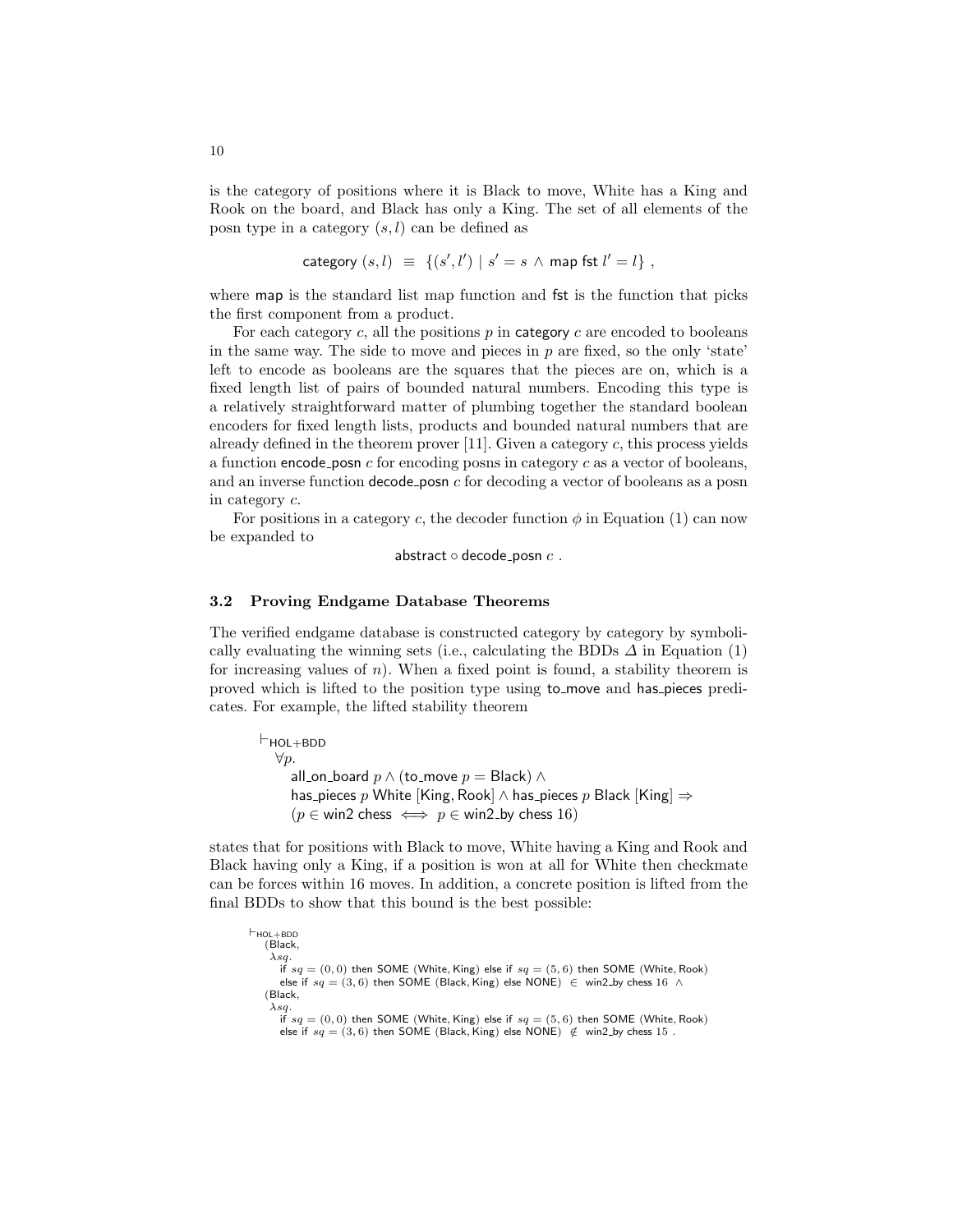is the category of positions where it is Black to move, White has a King and Rook on the board, and Black has only a King. The set of all elements of the posn type in a category $(s, l)$ can be defined as

$$\mathsf{category}\ (s, l) \ \equiv\ \{(s', l') \mid s' = s \ \wedge\ \mathsf{map\ fst}\ l' = l\}\ ,$$

where map is the standard list map function and fst is the function that picks the first component from a product.

For each category $c$, all the positions $p$ in category $c$ are encoded to booleans in the same way. The side to move and pieces in $p$ are fixed, so the only 'state' left to encode as booleans are the squares that the pieces are on, which is a fixed length list of pairs of bounded natural numbers. Encoding this type is a relatively straightforward matter of plumbing together the standard boolean encoders for fixed length lists, products and bounded natural numbers that are already defined in the theorem prover [11]. Given a category $c$, this process yields a function encode_posn $c$ for encoding posns in category $c$ as a vector of booleans, and an inverse function decode_posn $c$ for decoding a vector of booleans as a posn in category $c$.

For positions in a category $c$, the decoder function $\phi$ in Equation (1) can now be expanded to

$$\mathsf{abstract} \circ \mathsf{decode\_posn}\ c\ .$$

### 3.2 Proving Endgame Database Theorems

The verified endgame database is constructed category by category by symbolically evaluating the winning sets (i.e., calculating the BDDs $\Delta$ in Equation (1) for increasing values of $n$). When a fixed point is found, a stability theorem is proved which is lifted to the position type using to_move and has_pieces predicates. For example, the lifted stability theorem

$$
\begin{array}{l}
\vdash_{\mathsf{HOL+BDD}} \\
\quad \forall p. \\
\qquad \mathsf{all\_on\_board}\ p \wedge (\mathsf{to\_move}\ p = \mathsf{Black}) \wedge \\
\qquad \mathsf{has\_pieces}\ p\ \mathsf{White}\ [\mathsf{King}, \mathsf{Rook}] \wedge \mathsf{has\_pieces}\ p\ \mathsf{Black}\ [\mathsf{King}] \Rightarrow \\
\qquad (p \in \mathsf{win2\ chess} \iff p \in \mathsf{win2\_by\ chess}\ 16)
\end{array}
$$

states that for positions with Black to move, White having a King and Rook and Black having only a King, if a position is won at all for White then checkmate can be forces within 16 moves. In addition, a concrete position is lifted from the final BDDs to show that this bound is the best possible:

$$
\begin{array}{l}
\vdash_{\mathsf{HOL+BDD}} \\
\quad (\mathsf{Black}, \\
\quad\ \lambda sq. \\
\qquad \mathsf{if}\ sq = (0,0)\ \mathsf{then\ SOME\ (White, King)\ else\ if}\ sq = (5,6)\ \mathsf{then\ SOME\ (White, Rook)} \\
\qquad \mathsf{else\ if}\ sq = (3,6)\ \mathsf{then\ SOME\ (Black, King)\ else\ NONE)}\ \in\ \mathsf{win2\_by\ chess}\ 16\ \wedge \\
\quad (\mathsf{Black}, \\
\quad\ \lambda sq. \\
\qquad \mathsf{if}\ sq = (0,0)\ \mathsf{then\ SOME\ (White, King)\ else\ if}\ sq = (5,6)\ \mathsf{then\ SOME\ (White, Rook)} \\
\qquad \mathsf{else\ if}\ sq = (3,6)\ \mathsf{then\ SOME\ (Black, King)\ else\ NONE)}\ \notin\ \mathsf{win2\_by\ chess}\ 15\ .
\end{array}
$$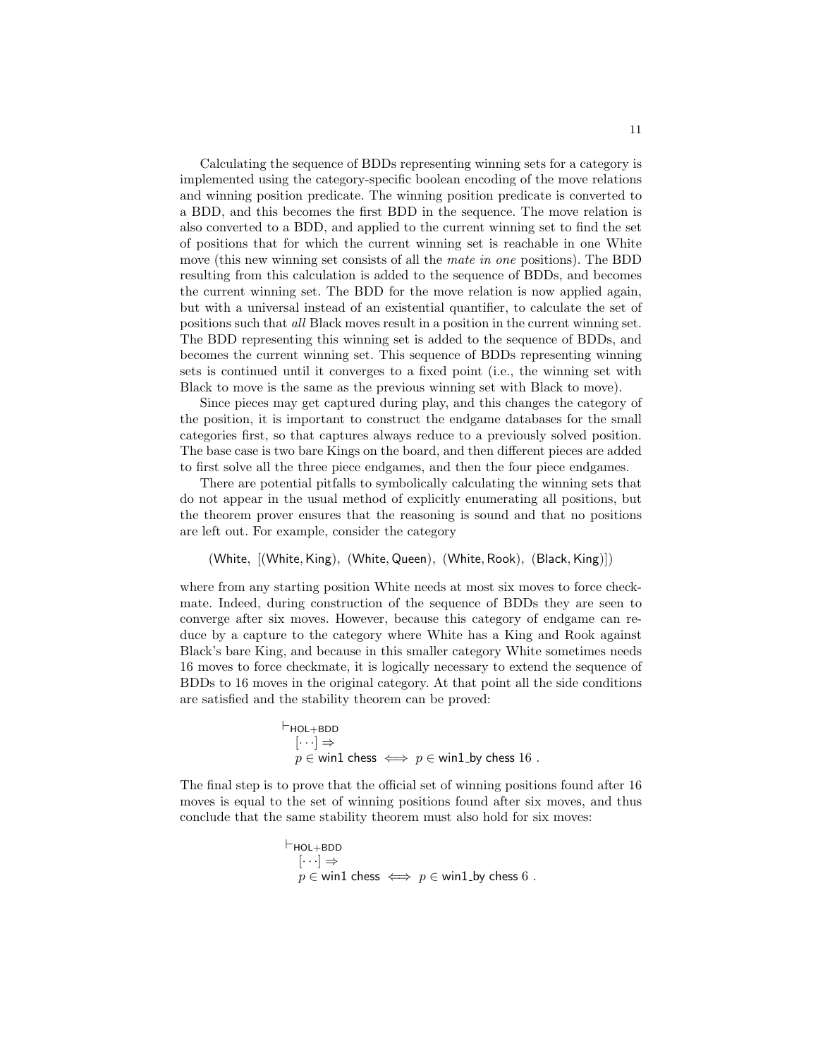Calculating the sequence of BDDs representing winning sets for a category is implemented using the category-specific boolean encoding of the move relations and winning position predicate. The winning position predicate is converted to a BDD, and this becomes the first BDD in the sequence. The move relation is also converted to a BDD, and applied to the current winning set to find the set of positions that for which the current winning set is reachable in one White move (this new winning set consists of all the *mate in one* positions). The BDD resulting from this calculation is added to the sequence of BDDs, and becomes the current winning set. The BDD for the move relation is now applied again, but with a universal instead of an existential quantifier, to calculate the set of positions such that *all* Black moves result in a position in the current winning set. The BDD representing this winning set is added to the sequence of BDDs, and becomes the current winning set. This sequence of BDDs representing winning sets is continued until it converges to a fixed point (i.e., the winning set with Black to move is the same as the previous winning set with Black to move).

Since pieces may get captured during play, and this changes the category of the position, it is important to construct the endgame databases for the small categories first, so that captures always reduce to a previously solved position. The base case is two bare Kings on the board, and then different pieces are added to first solve all the three piece endgames, and then the four piece endgames.

There are potential pitfalls to symbolically calculating the winning sets that do not appear in the usual method of explicitly enumerating all positions, but the theorem prover ensures that the reasoning is sound and that no positions are left out. For example, consider the category

$$(\mathsf{White},\ [(\mathsf{White},\mathsf{King}),\ (\mathsf{White},\mathsf{Queen}),\ (\mathsf{White},\mathsf{Rook}),\ (\mathsf{Black},\mathsf{King})])$$

where from any starting position White needs at most six moves to force checkmate. Indeed, during construction of the sequence of BDDs they are seen to converge after six moves. However, because this category of endgame can reduce by a capture to the category where White has a King and Rook against Black's bare King, and because in this smaller category White sometimes needs 16 moves to force checkmate, it is logically necessary to extend the sequence of BDDs to 16 moves in the original category. At that point all the side conditions are satisfied and the stability theorem can be proved:

$$\begin{array}{l} \vdash_{\mathsf{HOL+BDD}} \\ \quad [\cdots] \Rightarrow \\ \quad p \in \mathsf{win1\ chess} \iff p \in \mathsf{win1\_by\ chess}\ 16\ . \end{array}$$

The final step is to prove that the official set of winning positions found after 16 moves is equal to the set of winning positions found after six moves, and thus conclude that the same stability theorem must also hold for six moves:

$$\begin{array}{l} \vdash_{\mathsf{HOL+BDD}} \\ \quad [\cdots] \Rightarrow \\ \quad p \in \mathsf{win1\ chess} \iff p \in \mathsf{win1\_by\ chess}\ 6\ . \end{array}$$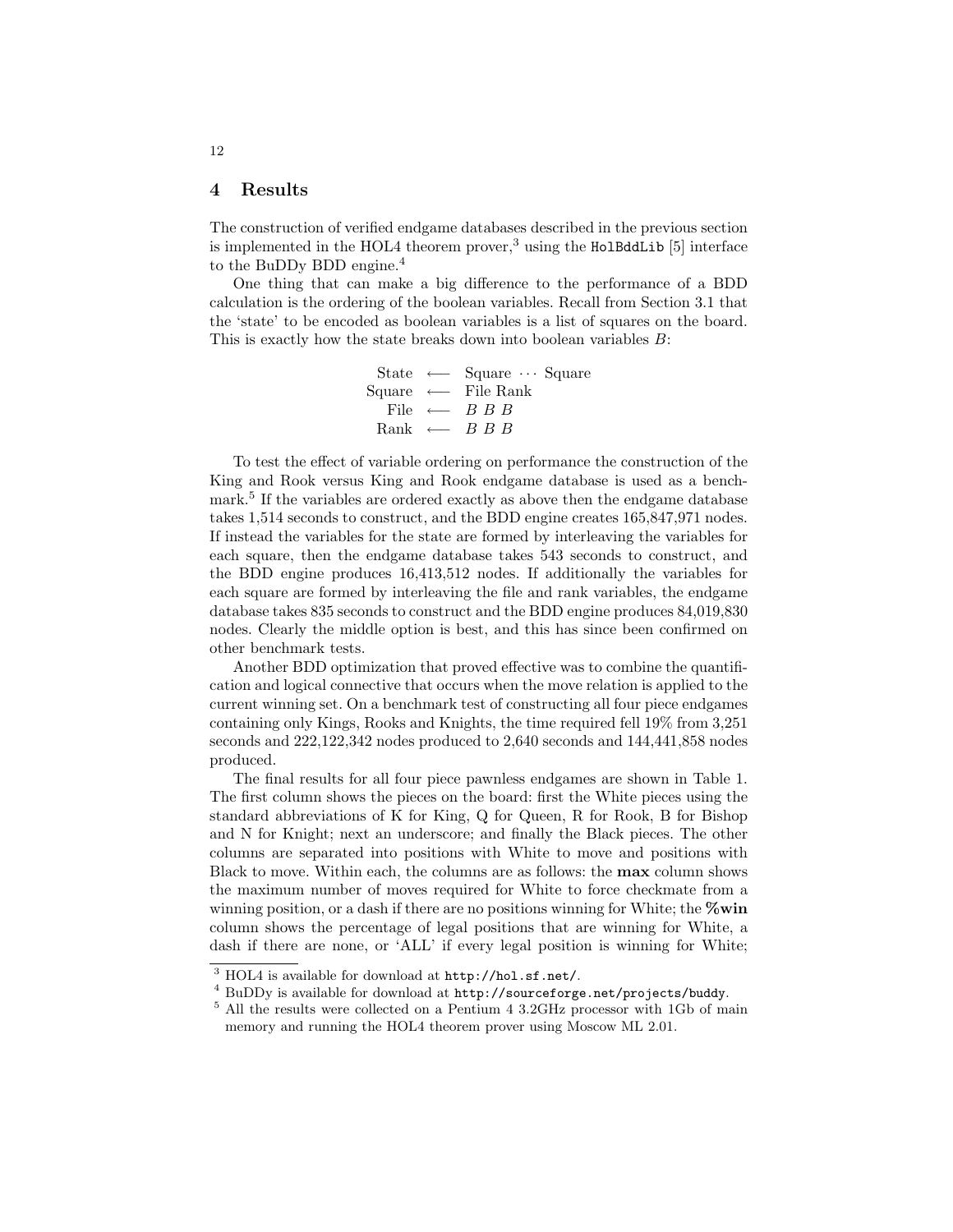## 4 Results

The construction of verified endgame databases described in the previous section is implemented in the HOL4 theorem prover,[3] using the `HolBddLib` [5] interface to the BuDDy BDD engine.[4]

One thing that can make a big difference to the performance of a BDD calculation is the ordering of the boolean variables. Recall from Section 3.1 that the 'state' to be encoded as boolean variables is a list of squares on the board. This is exactly how the state breaks down into boolean variables $B$:

$$
\begin{array}{rcl}
\text{State} & \longleftarrow & \text{Square} \cdots \text{Square} \\
\text{Square} & \longleftarrow & \text{File Rank} \\
\text{File} & \longleftarrow & B\ B\ B \\
\text{Rank} & \longleftarrow & B\ B\ B
\end{array}
$$

To test the effect of variable ordering on performance the construction of the King and Rook versus King and Rook endgame database is used as a benchmark.[5] If the variables are ordered exactly as above then the endgame database takes 1,514 seconds to construct, and the BDD engine creates 165,847,971 nodes. If instead the variables for the state are formed by interleaving the variables for each square, then the endgame database takes 543 seconds to construct, and the BDD engine produces 16,413,512 nodes. If additionally the variables for each square are formed by interleaving the file and rank variables, the endgame database takes 835 seconds to construct and the BDD engine produces 84,019,830 nodes. Clearly the middle option is best, and this has since been confirmed on other benchmark tests.

Another BDD optimization that proved effective was to combine the quantification and logical connective that occurs when the move relation is applied to the current winning set. On a benchmark test of constructing all four piece endgames containing only Kings, Rooks and Knights, the time required fell 19% from 3,251 seconds and 222,122,342 nodes produced to 2,640 seconds and 144,441,858 nodes produced.

The final results for all four piece pawnless endgames are shown in Table 1. The first column shows the pieces on the board: first the White pieces using the standard abbreviations of K for King, Q for Queen, R for Rook, B for Bishop and N for Knight; next an underscore; and finally the Black pieces. The other columns are separated into positions with White to move and positions with Black to move. Within each, the columns are as follows: the **max** column shows the maximum number of moves required for White to force checkmate from a winning position, or a dash if there are no positions winning for White; the **%win** column shows the percentage of legal positions that are winning for White, a dash if there are none, or 'ALL' if every legal position is winning for White;

[3] HOL4 is available for download at `http://hol.sf.net/`.

[4] BuDDy is available for download at `http://sourceforge.net/projects/buddy`.

[5] All the results were collected on a Pentium 4 3.2GHz processor with 1Gb of main memory and running the HOL4 theorem prover using Moscow ML 2.01.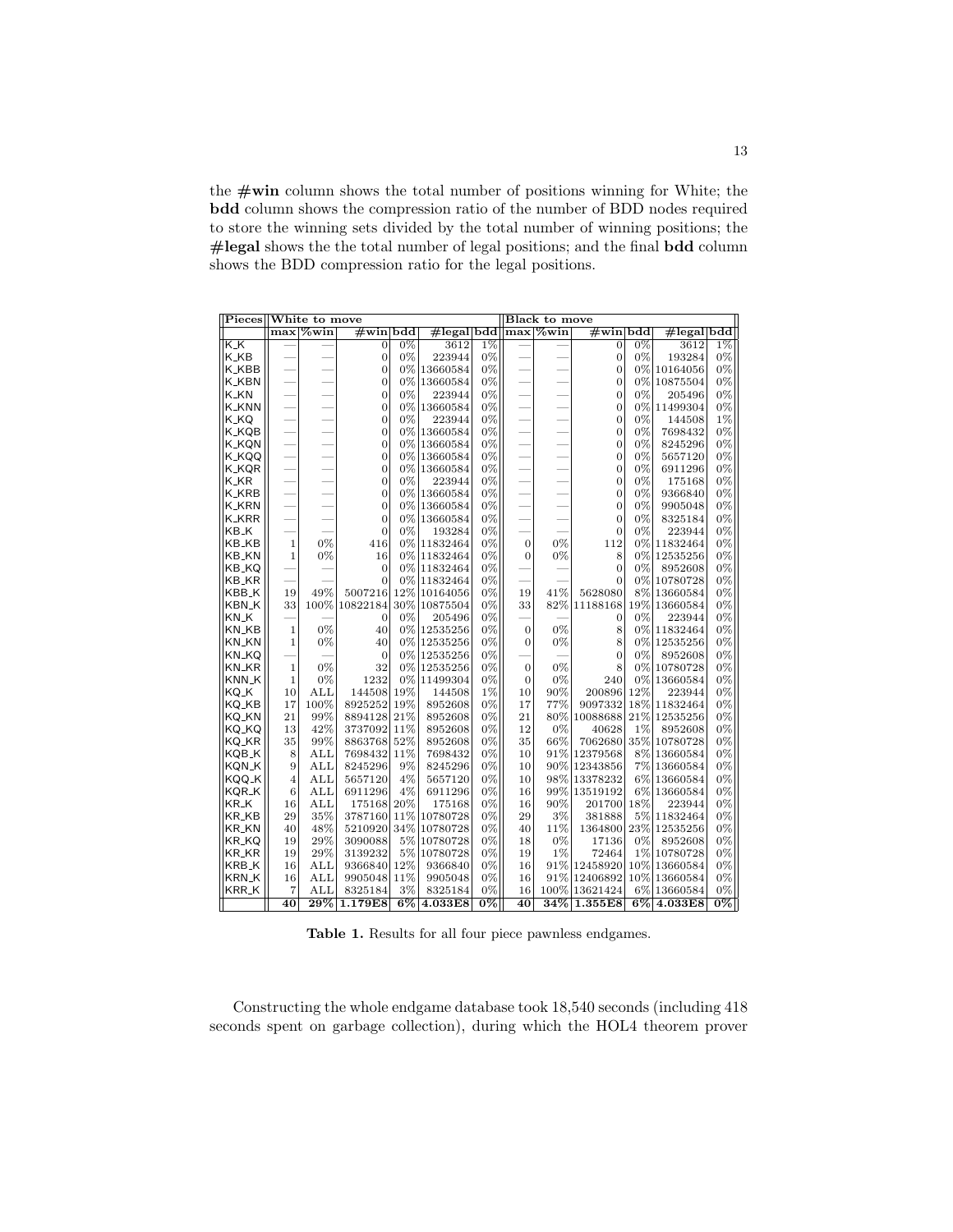the **#win** column shows the total number of positions winning for White; the **bdd** column shows the compression ratio of the number of BDD nodes required to store the winning sets divided by the total number of winning positions; the **#legal** shows the the total number of legal positions; and the final **bdd** column shows the BDD compression ratio for the legal positions.

| Pieces | White to move | | | | | | Black to move | | | | | |
|---|---|---|---|---|---|---|---|---|---|---|---|---|
| | **max** | **%win** | **#win** | **bdd** | **#legal** | **bdd** | **max** | **%win** | **#win** | **bdd** | **#legal** | **bdd** |
| K_K | — | — | 0 | 0% | 3612 | 1% | — | — | 0 | 0% | 3612 | 1% |
| K_KB | — | — | 0 | 0% | 223944 | 0% | — | — | 0 | 0% | 193284 | 0% |
| K_KBB | — | — | 0 | 0% | 13660584 | 0% | — | — | 0 | 0% | 10164056 | 0% |
| K_KBN | — | — | 0 | 0% | 13660584 | 0% | — | — | 0 | 0% | 10875504 | 0% |
| K_KN | — | — | 0 | 0% | 223944 | 0% | — | — | 0 | 0% | 205496 | 0% |
| K_KNN | — | — | 0 | 0% | 13660584 | 0% | — | — | 0 | 0% | 11499304 | 0% |
| K_KQ | — | — | 0 | 0% | 223944 | 0% | — | — | 0 | 0% | 144508 | 1% |
| K_KQB | — | — | 0 | 0% | 13660584 | 0% | — | — | 0 | 0% | 7698432 | 0% |
| K_KQN | — | — | 0 | 0% | 13660584 | 0% | — | — | 0 | 0% | 8245296 | 0% |
| K_KQQ | — | — | 0 | 0% | 13660584 | 0% | — | — | 0 | 0% | 5657120 | 0% |
| K_KQR | — | — | 0 | 0% | 13660584 | 0% | — | — | 0 | 0% | 6911296 | 0% |
| K_KR | — | — | 0 | 0% | 223944 | 0% | — | — | 0 | 0% | 175168 | 0% |
| K_KRB | — | — | 0 | 0% | 13660584 | 0% | — | — | 0 | 0% | 9366840 | 0% |
| K_KRN | — | — | 0 | 0% | 13660584 | 0% | — | — | 0 | 0% | 9905048 | 0% |
| K_KRR | — | — | 0 | 0% | 13660584 | 0% | — | — | 0 | 0% | 8325184 | 0% |
| KB_K | — | — | 0 | 0% | 193284 | 0% | — | — | 0 | 0% | 223944 | 0% |
| KB_KB | 1 | 0% | 416 | 0% | 11832464 | 0% | 0 | 0% | 112 | 0% | 11832464 | 0% |
| KB_KN | 1 | 0% | 16 | 0% | 11832464 | 0% | 0 | 0% | 8 | 0% | 12535256 | 0% |
| KB_KQ | — | — | 0 | 0% | 11832464 | 0% | — | — | 0 | 0% | 8952608 | 0% |
| KB_KR | — | — | 0 | 0% | 11832464 | 0% | — | — | 0 | 0% | 10780728 | 0% |
| KBB_K | 19 | 49% | 5007216 | 12% | 10164056 | 0% | 19 | 41% | 5628080 | 8% | 13660584 | 0% |
| KBN_K | 33 | 100% | 10822184 | 30% | 10875504 | 0% | 33 | 82% | 11188168 | 19% | 13660584 | 0% |
| KN_K | — | — | 0 | 0% | 205496 | 0% | — | — | 0 | 0% | 223944 | 0% |
| KN_KB | 1 | 0% | 40 | 0% | 12535256 | 0% | 0 | 0% | 8 | 0% | 11832464 | 0% |
| KN_KN | 1 | 0% | 40 | 0% | 12535256 | 0% | 0 | 0% | 8 | 0% | 12535256 | 0% |
| KN_KQ | — | — | 0 | 0% | 12535256 | 0% | — | — | 0 | 0% | 8952608 | 0% |
| KN_KR | 1 | 0% | 32 | 0% | 12535256 | 0% | 0 | 0% | 8 | 0% | 10780728 | 0% |
| KNN_K | 1 | 0% | 1232 | 0% | 11499304 | 0% | 0 | 0% | 240 | 0% | 13660584 | 0% |
| KQ_K | 10 | ALL | 144508 | 19% | 144508 | 1% | 10 | 90% | 200896 | 12% | 223944 | 0% |
| KQ_KB | 17 | 100% | 8925252 | 19% | 8952608 | 0% | 17 | 77% | 9097332 | 18% | 11832464 | 0% |
| KQ_KN | 21 | 99% | 8894128 | 21% | 8952608 | 0% | 21 | 80% | 10088688 | 21% | 12535256 | 0% |
| KQ_KQ | 13 | 42% | 3737092 | 11% | 8952608 | 0% | 12 | 0% | 40628 | 1% | 8952608 | 0% |
| KQ_KR | 35 | 99% | 8863768 | 52% | 8952608 | 0% | 35 | 66% | 7062680 | 35% | 10780728 | 0% |
| KQB_K | 8 | ALL | 7698432 | 11% | 7698432 | 0% | 10 | 91% | 12379568 | 8% | 13660584 | 0% |
| KQN_K | 9 | ALL | 8245296 | 9% | 8245296 | 0% | 10 | 90% | 12343856 | 7% | 13660584 | 0% |
| KQQ_K | 4 | ALL | 5657120 | 4% | 5657120 | 0% | 10 | 98% | 13378232 | 6% | 13660584 | 0% |
| KQR_K | 6 | ALL | 6911296 | 4% | 6911296 | 0% | 16 | 99% | 13519192 | 6% | 13660584 | 0% |
| KR_K | 16 | ALL | 175168 | 20% | 175168 | 0% | 16 | 90% | 201700 | 18% | 223944 | 0% |
| KR_KB | 29 | 35% | 3787160 | 11% | 10780728 | 0% | 29 | 3% | 381888 | 5% | 11832464 | 0% |
| KR_KN | 40 | 48% | 5210920 | 34% | 10780728 | 0% | 40 | 11% | 1364800 | 23% | 12535256 | 0% |
| KR_KQ | 19 | 29% | 3090088 | 5% | 10780728 | 0% | 18 | 0% | 17136 | 0% | 8952608 | 0% |
| KR_KR | 19 | 29% | 3139232 | 5% | 10780728 | 0% | 19 | 1% | 72464 | 1% | 10780728 | 0% |
| KRB_K | 16 | ALL | 9366840 | 12% | 9366840 | 0% | 16 | 91% | 12458920 | 10% | 13660584 | 0% |
| KRN_K | 16 | ALL | 9905048 | 11% | 9905048 | 0% | 16 | 91% | 12406892 | 10% | 13660584 | 0% |
| KRR_K | 7 | ALL | 8325184 | 3% | 8325184 | 0% | 16 | 100% | 13621424 | 6% | 13660584 | 0% |
| | **40** | **29%** | **1.179E8** | **6%** | **4.033E8** | **0%** | **40** | **34%** | **1.355E8** | **6%** | **4.033E8** | **0%** |

**Table 1.** Results for all four piece pawnless endgames.

Constructing the whole endgame database took 18,540 seconds (including 418 seconds spent on garbage collection), during which the HOL4 theorem prover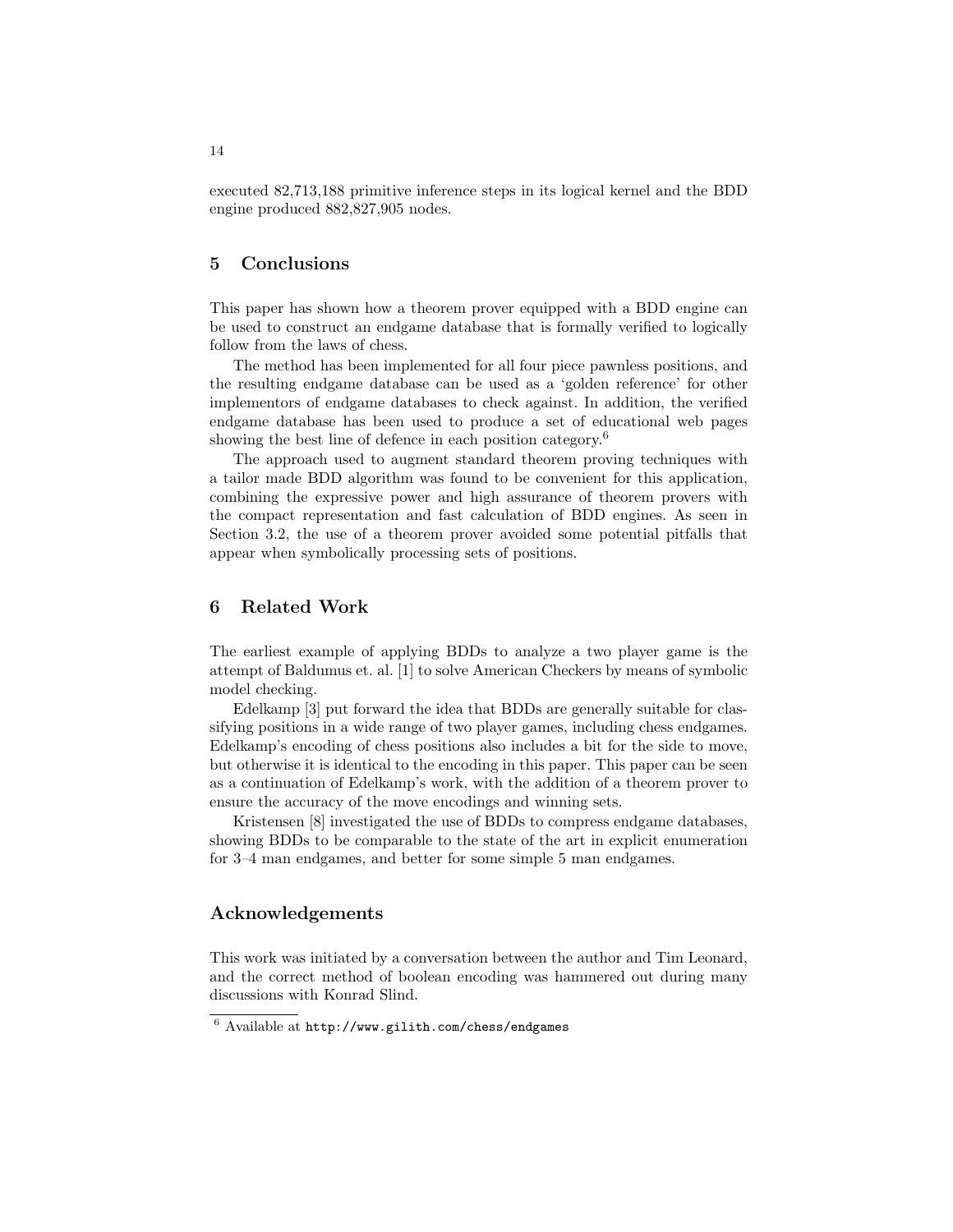executed 82,713,188 primitive inference steps in its logical kernel and the BDD engine produced 882,827,905 nodes.

## 5 Conclusions

This paper has shown how a theorem prover equipped with a BDD engine can be used to construct an endgame database that is formally verified to logically follow from the laws of chess.

The method has been implemented for all four piece pawnless positions, and the resulting endgame database can be used as a 'golden reference' for other implementors of endgame databases to check against. In addition, the verified endgame database has been used to produce a set of educational web pages showing the best line of defence in each position category.[6]

The approach used to augment standard theorem proving techniques with a tailor made BDD algorithm was found to be convenient for this application, combining the expressive power and high assurance of theorem provers with the compact representation and fast calculation of BDD engines. As seen in Section 3.2, the use of a theorem prover avoided some potential pitfalls that appear when symbolically processing sets of positions.

## 6 Related Work

The earliest example of applying BDDs to analyze a two player game is the attempt of Baldumus et. al. [1] to solve American Checkers by means of symbolic model checking.

Edelkamp [3] put forward the idea that BDDs are generally suitable for classifying positions in a wide range of two player games, including chess endgames. Edelkamp's encoding of chess positions also includes a bit for the side to move, but otherwise it is identical to the encoding in this paper. This paper can be seen as a continuation of Edelkamp's work, with the addition of a theorem prover to ensure the accuracy of the move encodings and winning sets.

Kristensen [8] investigated the use of BDDs to compress endgame databases, showing BDDs to be comparable to the state of the art in explicit enumeration for 3–4 man endgames, and better for some simple 5 man endgames.

## Acknowledgements

This work was initiated by a conversation between the author and Tim Leonard, and the correct method of boolean encoding was hammered out during many discussions with Konrad Slind.

---

[6] Available at `http://www.gilith.com/chess/endgames`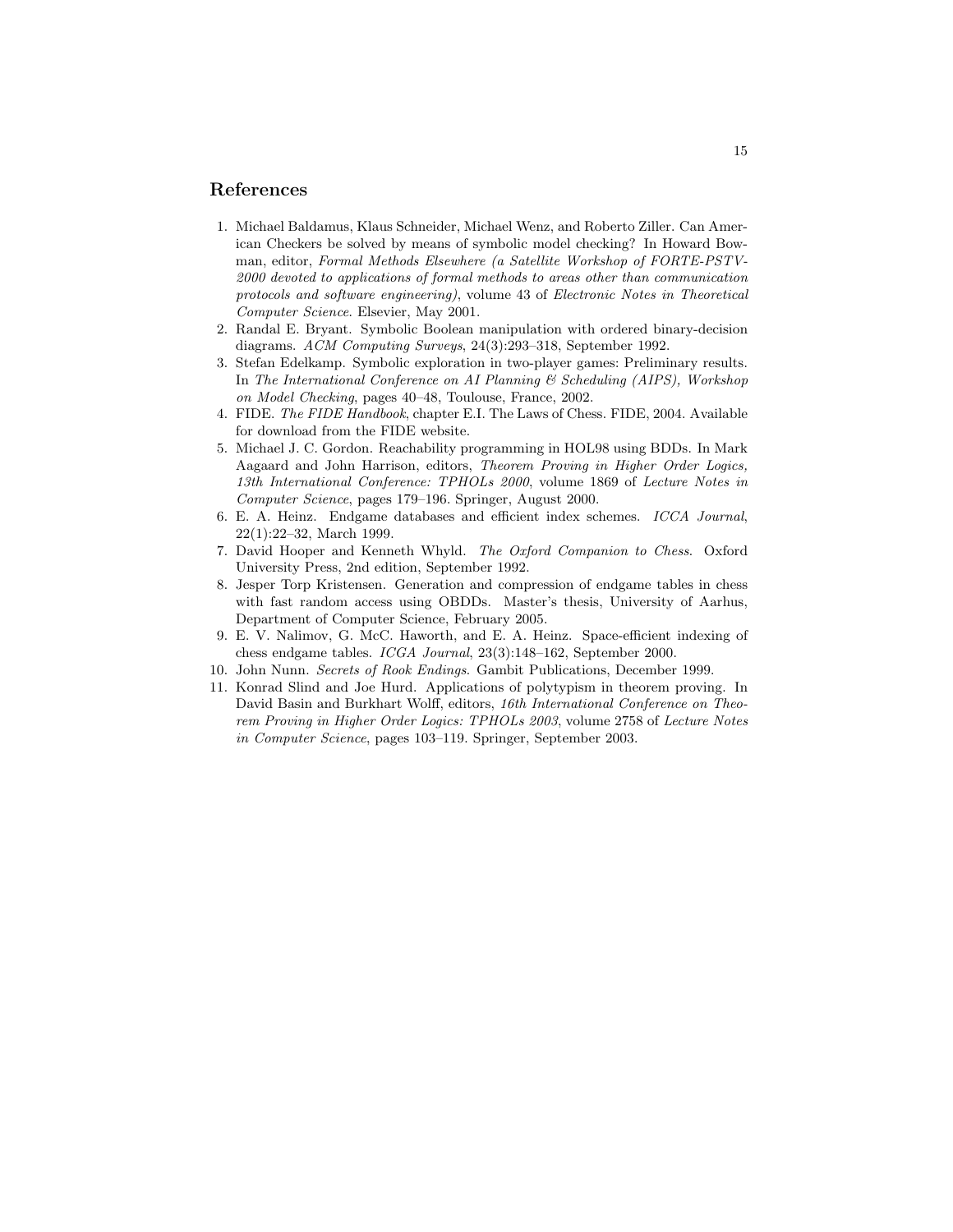## References

1. Michael Baldamus, Klaus Schneider, Michael Wenz, and Roberto Ziller. Can American Checkers be solved by means of symbolic model checking? In Howard Bowman, editor, *Formal Methods Elsewhere (a Satellite Workshop of FORTE-PSTV-2000 devoted to applications of formal methods to areas other than communication protocols and software engineering)*, volume 43 of *Electronic Notes in Theoretical Computer Science*. Elsevier, May 2001.
2. Randal E. Bryant. Symbolic Boolean manipulation with ordered binary-decision diagrams. *ACM Computing Surveys*, 24(3):293–318, September 1992.
3. Stefan Edelkamp. Symbolic exploration in two-player games: Preliminary results. In *The International Conference on AI Planning & Scheduling (AIPS), Workshop on Model Checking*, pages 40–48, Toulouse, France, 2002.
4. FIDE. *The FIDE Handbook*, chapter E.I. The Laws of Chess. FIDE, 2004. Available for download from the FIDE website.
5. Michael J. C. Gordon. Reachability programming in HOL98 using BDDs. In Mark Aagaard and John Harrison, editors, *Theorem Proving in Higher Order Logics, 13th International Conference: TPHOLs 2000*, volume 1869 of *Lecture Notes in Computer Science*, pages 179–196. Springer, August 2000.
6. E. A. Heinz. Endgame databases and efficient index schemes. *ICCA Journal*, 22(1):22–32, March 1999.
7. David Hooper and Kenneth Whyld. *The Oxford Companion to Chess*. Oxford University Press, 2nd edition, September 1992.
8. Jesper Torp Kristensen. Generation and compression of endgame tables in chess with fast random access using OBDDs. Master's thesis, University of Aarhus, Department of Computer Science, February 2005.
9. E. V. Nalimov, G. McC. Haworth, and E. A. Heinz. Space-efficient indexing of chess endgame tables. *ICGA Journal*, 23(3):148–162, September 2000.
10. John Nunn. *Secrets of Rook Endings.* Gambit Publications, December 1999.
11. Konrad Slind and Joe Hurd. Applications of polytypism in theorem proving. In David Basin and Burkhart Wolff, editors, *16th International Conference on Theorem Proving in Higher Order Logics: TPHOLs 2003*, volume 2758 of *Lecture Notes in Computer Science*, pages 103–119. Springer, September 2003.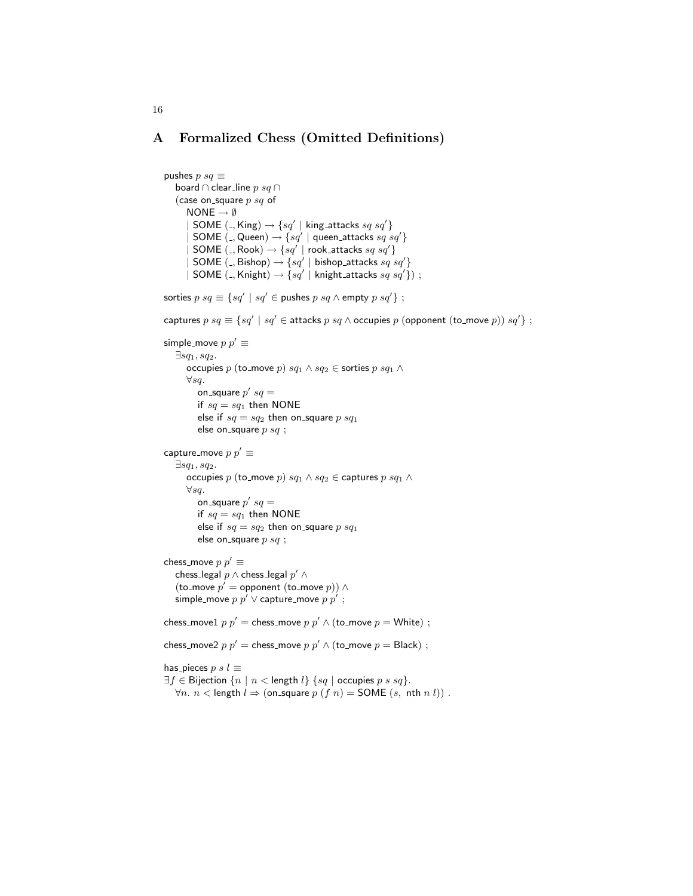## A Formalized Chess (Omitted Definitions)

$\mathsf{pushes}\ p\ sq \equiv$
$\quad \mathsf{board} \cap \mathsf{clear\_line}\ p\ sq\ \cap$
$\quad (\mathsf{case}\ \mathsf{on\_square}\ p\ sq\ \mathsf{of}$
$\quad\quad \mathsf{NONE} \rightarrow \emptyset$
$\quad\quad \mid \mathsf{SOME}\ (\_, \mathsf{King}) \rightarrow \{sq' \mid \mathsf{king\_attacks}\ sq\ sq'\}$
$\quad\quad \mid \mathsf{SOME}\ (\_, \mathsf{Queen}) \rightarrow \{sq' \mid \mathsf{queen\_attacks}\ sq\ sq'\}$
$\quad\quad \mid \mathsf{SOME}\ (\_, \mathsf{Rook}) \rightarrow \{sq' \mid \mathsf{rook\_attacks}\ sq\ sq'\}$
$\quad\quad \mid \mathsf{SOME}\ (\_, \mathsf{Bishop}) \rightarrow \{sq' \mid \mathsf{bishop\_attacks}\ sq\ sq'\}$
$\quad\quad \mid \mathsf{SOME}\ (\_, \mathsf{Knight}) \rightarrow \{sq' \mid \mathsf{knight\_attacks}\ sq\ sq'\})$ ;

$\mathsf{sorties}\ p\ sq \equiv \{sq' \mid sq' \in \mathsf{pushes}\ p\ sq \wedge \mathsf{empty}\ p\ sq'\}$ ;

$\mathsf{captures}\ p\ sq \equiv \{sq' \mid sq' \in \mathsf{attacks}\ p\ sq \wedge \mathsf{occupies}\ p\ (\mathsf{opponent}\ (\mathsf{to\_move}\ p))\ sq'\}$ ;

$\mathsf{simple\_move}\ p\ p' \equiv$
$\quad \exists sq_1, sq_2.$
$\quad\quad \mathsf{occupies}\ p\ (\mathsf{to\_move}\ p)\ sq_1 \wedge sq_2 \in \mathsf{sorties}\ p\ sq_1\ \wedge$
$\quad\quad \forall sq.$
$\quad\quad\quad \mathsf{on\_square}\ p'\ sq =$
$\quad\quad\quad \mathsf{if}\ sq = sq_1\ \mathsf{then}\ \mathsf{NONE}$
$\quad\quad\quad \mathsf{else\ if}\ sq = sq_2\ \mathsf{then}\ \mathsf{on\_square}\ p\ sq_1$
$\quad\quad\quad \mathsf{else}\ \mathsf{on\_square}\ p\ sq$ ;

$\mathsf{capture\_move}\ p\ p' \equiv$
$\quad \exists sq_1, sq_2.$
$\quad\quad \mathsf{occupies}\ p\ (\mathsf{to\_move}\ p)\ sq_1 \wedge sq_2 \in \mathsf{captures}\ p\ sq_1\ \wedge$
$\quad\quad \forall sq.$
$\quad\quad\quad \mathsf{on\_square}\ p'\ sq =$
$\quad\quad\quad \mathsf{if}\ sq = sq_1\ \mathsf{then}\ \mathsf{NONE}$
$\quad\quad\quad \mathsf{else\ if}\ sq = sq_2\ \mathsf{then}\ \mathsf{on\_square}\ p\ sq_1$
$\quad\quad\quad \mathsf{else}\ \mathsf{on\_square}\ p\ sq$ ;

$\mathsf{chess\_move}\ p\ p' \equiv$
$\quad \mathsf{chess\_legal}\ p \wedge \mathsf{chess\_legal}\ p'\ \wedge$
$\quad (\mathsf{to\_move}\ p' = \mathsf{opponent}\ (\mathsf{to\_move}\ p))\ \wedge$
$\quad \mathsf{simple\_move}\ p\ p' \vee \mathsf{capture\_move}\ p\ p'$ ;

$\mathsf{chess\_move1}\ p\ p' = \mathsf{chess\_move}\ p\ p' \wedge (\mathsf{to\_move}\ p = \mathsf{White})$ ;

$\mathsf{chess\_move2}\ p\ p' = \mathsf{chess\_move}\ p\ p' \wedge (\mathsf{to\_move}\ p = \mathsf{Black})$ ;

$\mathsf{has\_pieces}\ p\ s\ l \equiv$
$\exists f \in \mathsf{Bijection}\ \{n \mid n < \mathsf{length}\ l\}\ \{sq \mid \mathsf{occupies}\ p\ s\ sq\}.$
$\quad \forall n.\ n < \mathsf{length}\ l \Rightarrow (\mathsf{on\_square}\ p\ (f\ n) = \mathsf{SOME}\ (s,\ \mathsf{nth}\ n\ l))$ .